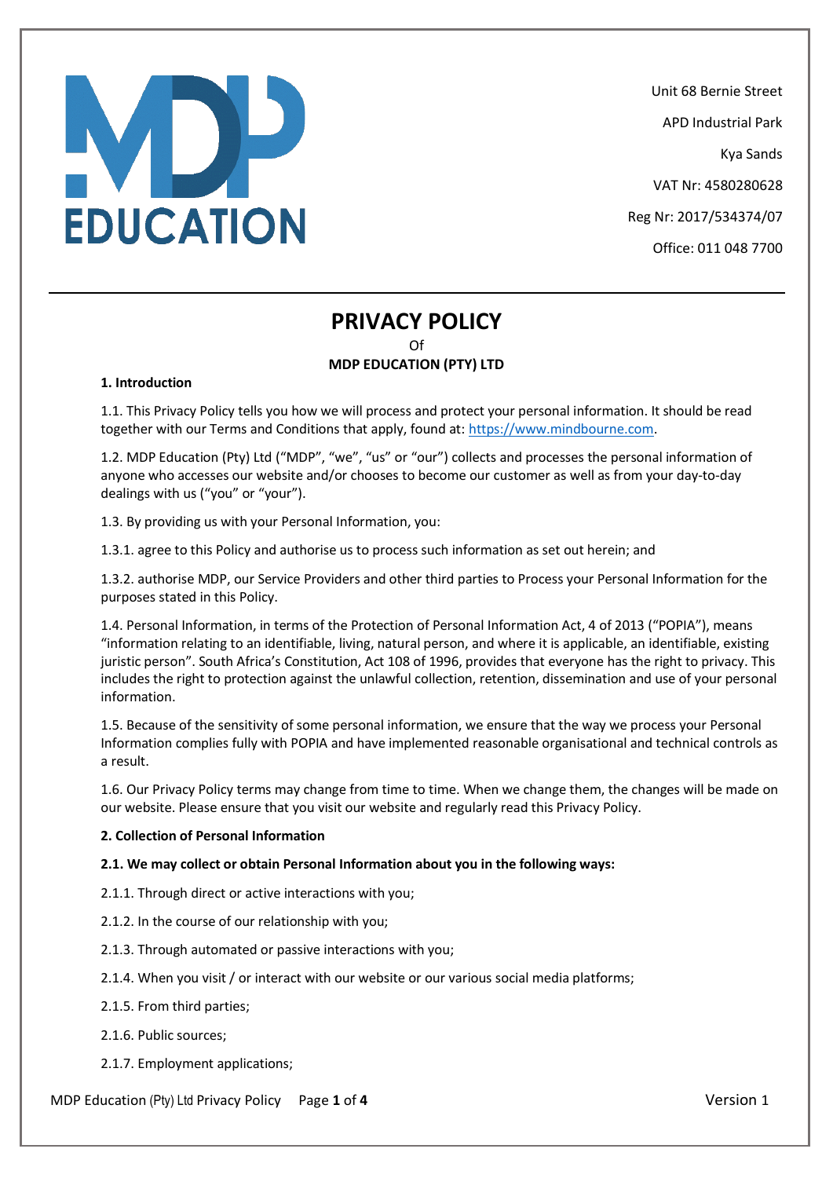MDP EDUCATION

Unit 68 Bernie Street

APD Industrial Park

Kya Sands

VAT Nr: 4580280628

Reg Nr: 2017/534374/07

Office: 011 048 7700

---

# PRIVACY POLICY

Of

**MDP EDUCATION (PTY) LTD**

**1. Introduction**

1.1. This Privacy Policy tells you how we will process and protect your personal information. It should be read together with our Terms and Conditions that apply, found at: https://www.mindbourne.com.

1.2. MDP Education (Pty) Ltd ("MDP", "we", "us" or "our") collects and processes the personal information of anyone who accesses our website and/or chooses to become our customer as well as from your day-to-day dealings with us ("you" or "your").

1.3. By providing us with your Personal Information, you:

1.3.1. agree to this Policy and authorise us to process such information as set out herein; and

1.3.2. authorise MDP, our Service Providers and other third parties to Process your Personal Information for the purposes stated in this Policy.

1.4. Personal Information, in terms of the Protection of Personal Information Act, 4 of 2013 ("POPIA"), means "information relating to an identifiable, living, natural person, and where it is applicable, an identifiable, existing juristic person". South Africa's Constitution, Act 108 of 1996, provides that everyone has the right to privacy. This includes the right to protection against the unlawful collection, retention, dissemination and use of your personal information.

1.5. Because of the sensitivity of some personal information, we ensure that the way we process your Personal Information complies fully with POPIA and have implemented reasonable organisational and technical controls as a result.

1.6. Our Privacy Policy terms may change from time to time. When we change them, the changes will be made on our website. Please ensure that you visit our website and regularly read this Privacy Policy.

**2. Collection of Personal Information**

**2.1. We may collect or obtain Personal Information about you in the following ways:**

2.1.1. Through direct or active interactions with you;

2.1.2. In the course of our relationship with you;

2.1.3. Through automated or passive interactions with you;

2.1.4. When you visit / or interact with our website or our various social media platforms;

2.1.5. From third parties;

2.1.6. Public sources;

2.1.7. Employment applications;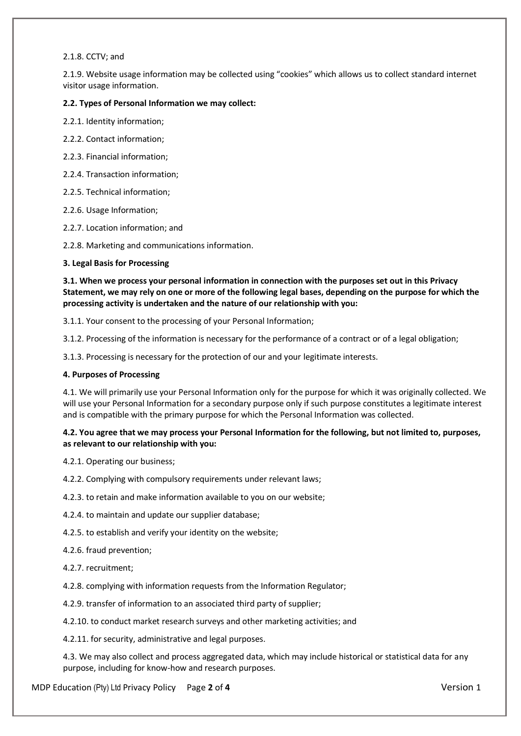2.1.8. CCTV; and

2.1.9. Website usage information may be collected using "cookies" which allows us to collect standard internet visitor usage information.

**2.2. Types of Personal Information we may collect:**

2.2.1. Identity information;

2.2.2. Contact information;

2.2.3. Financial information;

2.2.4. Transaction information;

2.2.5. Technical information;

2.2.6. Usage Information;

2.2.7. Location information; and

2.2.8. Marketing and communications information.

**3. Legal Basis for Processing**

**3.1. When we process your personal information in connection with the purposes set out in this Privacy Statement, we may rely on one or more of the following legal bases, depending on the purpose for which the processing activity is undertaken and the nature of our relationship with you:**

3.1.1. Your consent to the processing of your Personal Information;

3.1.2. Processing of the information is necessary for the performance of a contract or of a legal obligation;

3.1.3. Processing is necessary for the protection of our and your legitimate interests.

**4. Purposes of Processing**

4.1. We will primarily use your Personal Information only for the purpose for which it was originally collected. We will use your Personal Information for a secondary purpose only if such purpose constitutes a legitimate interest and is compatible with the primary purpose for which the Personal Information was collected.

**4.2. You agree that we may process your Personal Information for the following, but not limited to, purposes, as relevant to our relationship with you:**

4.2.1. Operating our business;

4.2.2. Complying with compulsory requirements under relevant laws;

4.2.3. to retain and make information available to you on our website;

4.2.4. to maintain and update our supplier database;

4.2.5. to establish and verify your identity on the website;

4.2.6. fraud prevention;

4.2.7. recruitment;

4.2.8. complying with information requests from the Information Regulator;

4.2.9. transfer of information to an associated third party of supplier;

4.2.10. to conduct market research surveys and other marketing activities; and

4.2.11. for security, administrative and legal purposes.

4.3. We may also collect and process aggregated data, which may include historical or statistical data for any purpose, including for know-how and research purposes.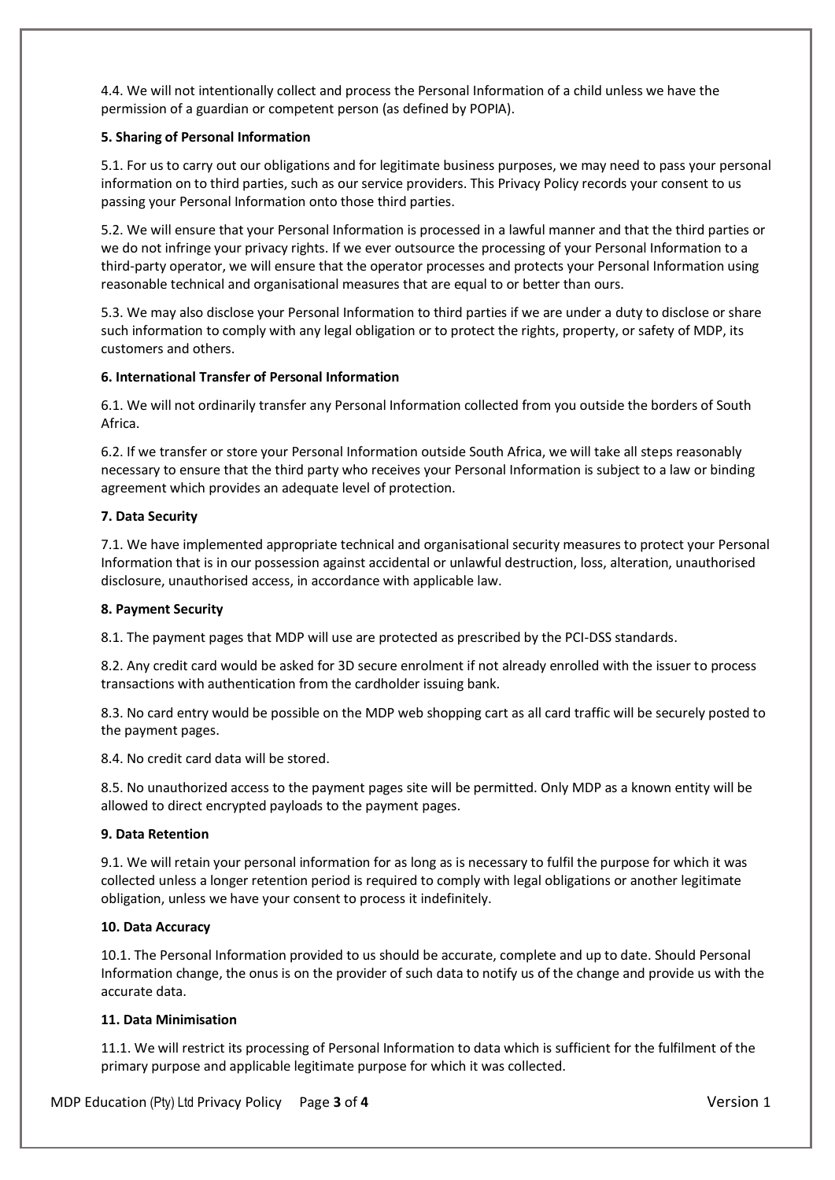4.4. We will not intentionally collect and process the Personal Information of a child unless we have the permission of a guardian or competent person (as defined by POPIA).

**5. Sharing of Personal Information**

5.1. For us to carry out our obligations and for legitimate business purposes, we may need to pass your personal information on to third parties, such as our service providers. This Privacy Policy records your consent to us passing your Personal Information onto those third parties.

5.2. We will ensure that your Personal Information is processed in a lawful manner and that the third parties or we do not infringe your privacy rights. If we ever outsource the processing of your Personal Information to a third-party operator, we will ensure that the operator processes and protects your Personal Information using reasonable technical and organisational measures that are equal to or better than ours.

5.3. We may also disclose your Personal Information to third parties if we are under a duty to disclose or share such information to comply with any legal obligation or to protect the rights, property, or safety of MDP, its customers and others.

**6. International Transfer of Personal Information**

6.1. We will not ordinarily transfer any Personal Information collected from you outside the borders of South Africa.

6.2. If we transfer or store your Personal Information outside South Africa, we will take all steps reasonably necessary to ensure that the third party who receives your Personal Information is subject to a law or binding agreement which provides an adequate level of protection.

**7. Data Security**

7.1. We have implemented appropriate technical and organisational security measures to protect your Personal Information that is in our possession against accidental or unlawful destruction, loss, alteration, unauthorised disclosure, unauthorised access, in accordance with applicable law.

**8. Payment Security**

8.1. The payment pages that MDP will use are protected as prescribed by the PCI-DSS standards.

8.2. Any credit card would be asked for 3D secure enrolment if not already enrolled with the issuer to process transactions with authentication from the cardholder issuing bank.

8.3. No card entry would be possible on the MDP web shopping cart as all card traffic will be securely posted to the payment pages.

8.4. No credit card data will be stored.

8.5. No unauthorized access to the payment pages site will be permitted. Only MDP as a known entity will be allowed to direct encrypted payloads to the payment pages.

**9. Data Retention**

9.1. We will retain your personal information for as long as is necessary to fulfil the purpose for which it was collected unless a longer retention period is required to comply with legal obligations or another legitimate obligation, unless we have your consent to process it indefinitely.

**10. Data Accuracy**

10.1. The Personal Information provided to us should be accurate, complete and up to date. Should Personal Information change, the onus is on the provider of such data to notify us of the change and provide us with the accurate data.

**11. Data Minimisation**

11.1. We will restrict its processing of Personal Information to data which is sufficient for the fulfilment of the primary purpose and applicable legitimate purpose for which it was collected.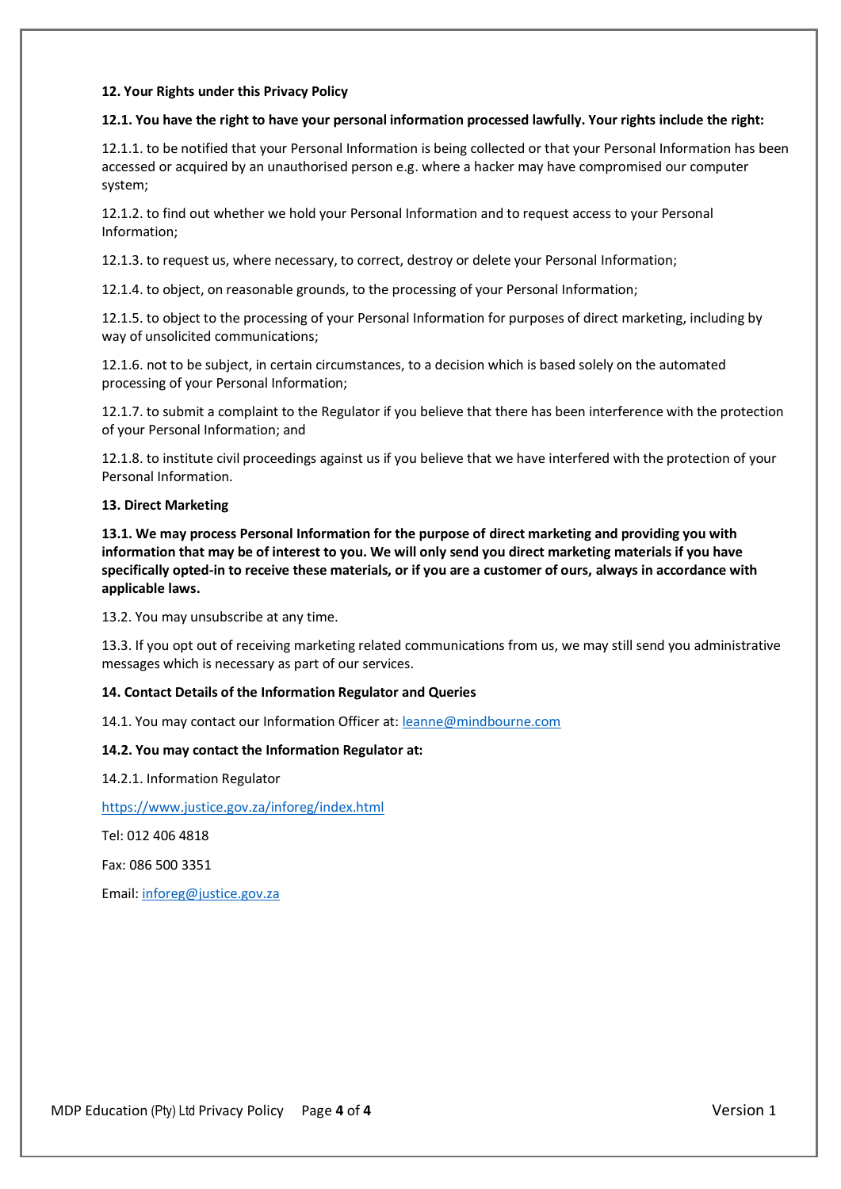**12. Your Rights under this Privacy Policy**

**12.1. You have the right to have your personal information processed lawfully. Your rights include the right:**

12.1.1. to be notified that your Personal Information is being collected or that your Personal Information has been accessed or acquired by an unauthorised person e.g. where a hacker may have compromised our computer system;

12.1.2. to find out whether we hold your Personal Information and to request access to your Personal Information;

12.1.3. to request us, where necessary, to correct, destroy or delete your Personal Information;

12.1.4. to object, on reasonable grounds, to the processing of your Personal Information;

12.1.5. to object to the processing of your Personal Information for purposes of direct marketing, including by way of unsolicited communications;

12.1.6. not to be subject, in certain circumstances, to a decision which is based solely on the automated processing of your Personal Information;

12.1.7. to submit a complaint to the Regulator if you believe that there has been interference with the protection of your Personal Information; and

12.1.8. to institute civil proceedings against us if you believe that we have interfered with the protection of your Personal Information.

**13. Direct Marketing**

**13.1. We may process Personal Information for the purpose of direct marketing and providing you with information that may be of interest to you. We will only send you direct marketing materials if you have specifically opted-in to receive these materials, or if you are a customer of ours, always in accordance with applicable laws.**

13.2. You may unsubscribe at any time.

13.3. If you opt out of receiving marketing related communications from us, we may still send you administrative messages which is necessary as part of our services.

**14. Contact Details of the Information Regulator and Queries**

14.1. You may contact our Information Officer at: leanne@mindbourne.com

**14.2. You may contact the Information Regulator at:**

14.2.1. Information Regulator

https://www.justice.gov.za/inforeg/index.html

Tel: 012 406 4818

Fax: 086 500 3351

Email: inforeg@justice.gov.za